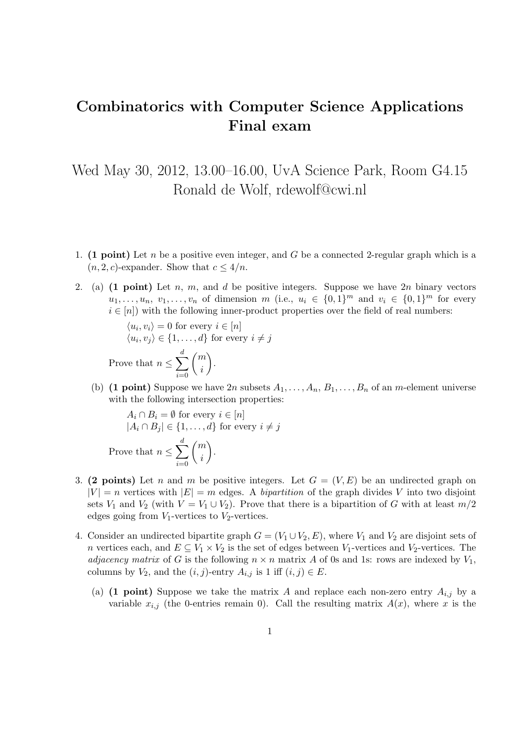# Combinatorics with Computer Science Applications
# Final exam

Wed May 30, 2012, 13.00–16.00, UvA Science Park, Room G4.15
Ronald de Wolf, rdewolf@cwi.nl

1. **(1 point)** Let $n$ be a positive even integer, and $G$ be a connected 2-regular graph which is a $(n, 2, c)$-expander. Show that $c \leq 4/n$.

2. (a) **(1 point)** Let $n$, $m$, and $d$ be positive integers. Suppose we have $2n$ binary vectors $u_1, \ldots, u_n, v_1, \ldots, v_n$ of dimension $m$ (i.e., $u_i \in \{0,1\}^m$ and $v_i \in \{0,1\}^m$ for every $i \in [n]$) with the following inner-product properties over the field of real numbers:

   $\langle u_i, v_i \rangle = 0$ for every $i \in [n]$
   $\langle u_i, v_j \rangle \in \{1, \ldots, d\}$ for every $i \neq j$

   Prove that $n \leq \sum_{i=0}^{d} \binom{m}{i}$.

   (b) **(1 point)** Suppose we have $2n$ subsets $A_1, \ldots, A_n, B_1, \ldots, B_n$ of an $m$-element universe with the following intersection properties:

   $A_i \cap B_i = \emptyset$ for every $i \in [n]$
   $|A_i \cap B_j| \in \{1, \ldots, d\}$ for every $i \neq j$

   Prove that $n \leq \sum_{i=0}^{d} \binom{m}{i}$.

3. **(2 points)** Let $n$ and $m$ be positive integers. Let $G = (V, E)$ be an undirected graph on $|V| = n$ vertices with $|E| = m$ edges. A *bipartition* of the graph divides $V$ into two disjoint sets $V_1$ and $V_2$ (with $V = V_1 \cup V_2$). Prove that there is a bipartition of $G$ with at least $m/2$ edges going from $V_1$-vertices to $V_2$-vertices.

4. Consider an undirected bipartite graph $G = (V_1 \cup V_2, E)$, where $V_1$ and $V_2$ are disjoint sets of $n$ vertices each, and $E \subseteq V_1 \times V_2$ is the set of edges between $V_1$-vertices and $V_2$-vertices. The *adjacency matrix* of $G$ is the following $n \times n$ matrix $A$ of 0s and 1s: rows are indexed by $V_1$, columns by $V_2$, and the $(i, j)$-entry $A_{i,j}$ is 1 iff $(i, j) \in E$.

   (a) **(1 point)** Suppose we take the matrix $A$ and replace each non-zero entry $A_{i,j}$ by a variable $x_{i,j}$ (the 0-entries remain 0). Call the resulting matrix $A(x)$, where $x$ is the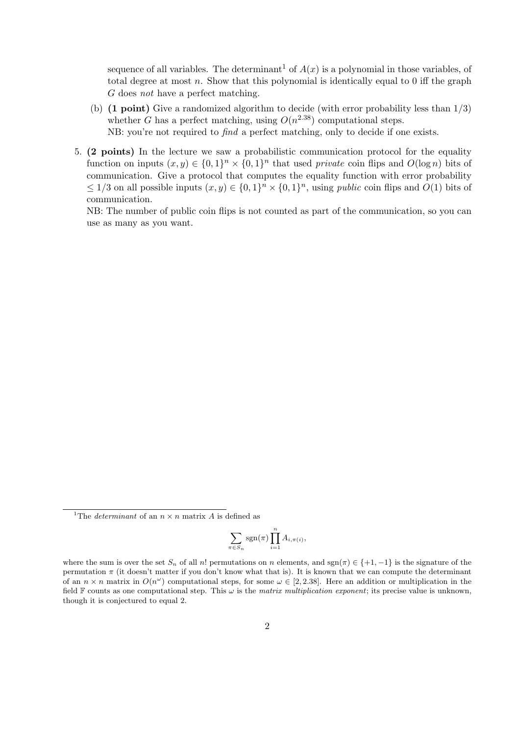sequence of all variables. The determinant[1] of $A(x)$ is a polynomial in those variables, of total degree at most $n$. Show that this polynomial is identically equal to 0 iff the graph $G$ does *not* have a perfect matching.

(b) **(1 point)** Give a randomized algorithm to decide (with error probability less than 1/3) whether $G$ has a perfect matching, using $O(n^{2.38})$ computational steps.
NB: you're not required to *find* a perfect matching, only to decide if one exists.

5. **(2 points)** In the lecture we saw a probabilistic communication protocol for the equality function on inputs $(x, y) \in \{0,1\}^n \times \{0,1\}^n$ that used *private* coin flips and $O(\log n)$ bits of communication. Give a protocol that computes the equality function with error probability $\leq 1/3$ on all possible inputs $(x, y) \in \{0,1\}^n \times \{0,1\}^n$, using *public* coin flips and $O(1)$ bits of communication.
NB: The number of public coin flips is not counted as part of the communication, so you can use as many as you want.

---

[1] The *determinant* of an $n \times n$ matrix $A$ is defined as

$$\sum_{\pi \in S_n} \text{sgn}(\pi) \prod_{i=1}^{n} A_{i,\pi(i)},$$

where the sum is over the set $S_n$ of all $n!$ permutations on $n$ elements, and $\text{sgn}(\pi) \in \{+1, -1\}$ is the signature of the permutation $\pi$ (it doesn't matter if you don't know what that is). It is known that we can compute the determinant of an $n \times n$ matrix in $O(n^\omega)$ computational steps, for some $\omega \in [2, 2.38]$. Here an addition or multiplication in the field $\mathbb{F}$ counts as one computational step. This $\omega$ is the *matrix multiplication exponent*; its precise value is unknown, though it is conjectured to equal 2.